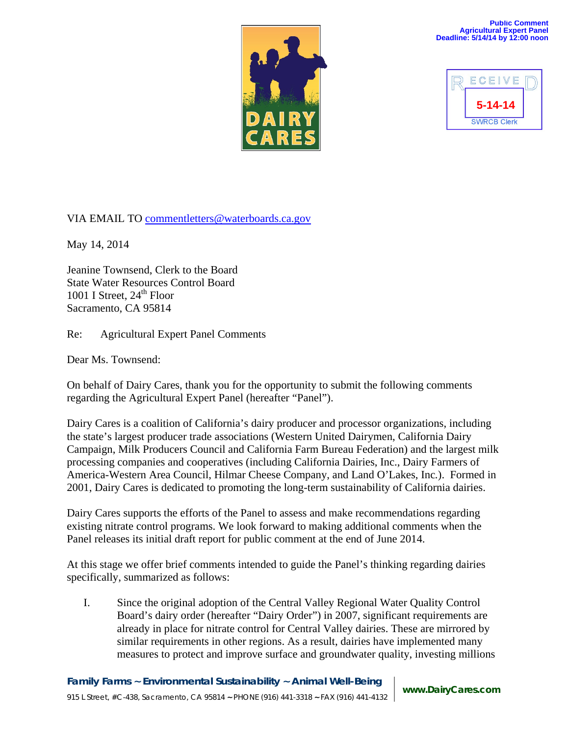Public Comment
Agricultural Expert Panel
Deadline: 5/14/14 by 12:00 noon

RECEIVED
5-14-14
SWRCB Clerk

VIA EMAIL TO commentletters@waterboards.ca.gov

May 14, 2014

Jeanine Townsend, Clerk to the Board
State Water Resources Control Board
1001 I Street, 24th Floor
Sacramento, CA 95814

Re: Agricultural Expert Panel Comments

Dear Ms. Townsend:

On behalf of Dairy Cares, thank you for the opportunity to submit the following comments regarding the Agricultural Expert Panel (hereafter "Panel").

Dairy Cares is a coalition of California's dairy producer and processor organizations, including the state's largest producer trade associations (Western United Dairymen, California Dairy Campaign, Milk Producers Council and California Farm Bureau Federation) and the largest milk processing companies and cooperatives (including California Dairies, Inc., Dairy Farmers of America-Western Area Council, Hilmar Cheese Company, and Land O'Lakes, Inc.). Formed in 2001, Dairy Cares is dedicated to promoting the long-term sustainability of California dairies.

Dairy Cares supports the efforts of the Panel to assess and make recommendations regarding existing nitrate control programs. We look forward to making additional comments when the Panel releases its initial draft report for public comment at the end of June 2014.

At this stage we offer brief comments intended to guide the Panel's thinking regarding dairies specifically, summarized as follows:

I. Since the original adoption of the Central Valley Regional Water Quality Control Board's dairy order (hereafter "Dairy Order") in 2007, significant requirements are already in place for nitrate control for Central Valley dairies. These are mirrored by similar requirements in other regions. As a result, dairies have implemented many measures to protect and improve surface and groundwater quality, investing millions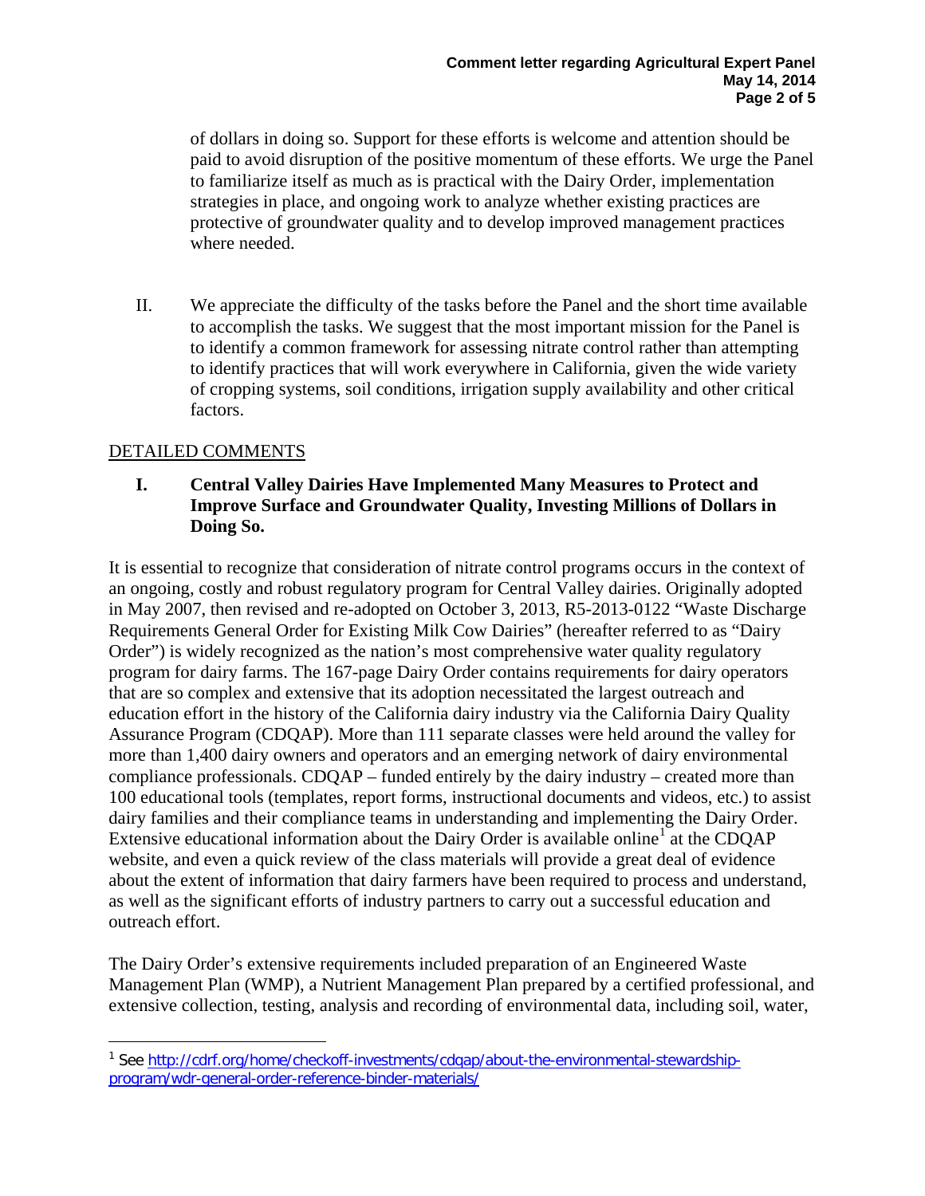of dollars in doing so. Support for these efforts is welcome and attention should be paid to avoid disruption of the positive momentum of these efforts. We urge the Panel to familiarize itself as much as is practical with the Dairy Order, implementation strategies in place, and ongoing work to analyze whether existing practices are protective of groundwater quality and to develop improved management practices where needed.

II. We appreciate the difficulty of the tasks before the Panel and the short time available to accomplish the tasks. We suggest that the most important mission for the Panel is to identify a common framework for assessing nitrate control rather than attempting to identify practices that will work everywhere in California, given the wide variety of cropping systems, soil conditions, irrigation supply availability and other critical factors.

<u>DETAILED COMMENTS</u>

**I. Central Valley Dairies Have Implemented Many Measures to Protect and Improve Surface and Groundwater Quality, Investing Millions of Dollars in Doing So.**

It is essential to recognize that consideration of nitrate control programs occurs in the context of an ongoing, costly and robust regulatory program for Central Valley dairies. Originally adopted in May 2007, then revised and re-adopted on October 3, 2013, R5-2013-0122 "Waste Discharge Requirements General Order for Existing Milk Cow Dairies" (hereafter referred to as "Dairy Order") is widely recognized as the nation's most comprehensive water quality regulatory program for dairy farms. The 167-page Dairy Order contains requirements for dairy operators that are so complex and extensive that its adoption necessitated the largest outreach and education effort in the history of the California dairy industry via the California Dairy Quality Assurance Program (CDQAP). More than 111 separate classes were held around the valley for more than 1,400 dairy owners and operators and an emerging network of dairy environmental compliance professionals. CDQAP – funded entirely by the dairy industry – created more than 100 educational tools (templates, report forms, instructional documents and videos, etc.) to assist dairy families and their compliance teams in understanding and implementing the Dairy Order. Extensive educational information about the Dairy Order is available online[1] at the CDQAP website, and even a quick review of the class materials will provide a great deal of evidence about the extent of information that dairy farmers have been required to process and understand, as well as the significant efforts of industry partners to carry out a successful education and outreach effort.

The Dairy Order's extensive requirements included preparation of an Engineered Waste Management Plan (WMP), a Nutrient Management Plan prepared by a certified professional, and extensive collection, testing, analysis and recording of environmental data, including soil, water,

---

[1] See http://cdrf.org/home/checkoff-investments/cdqap/about-the-environmental-stewardship-program/wdr-general-order-reference-binder-materials/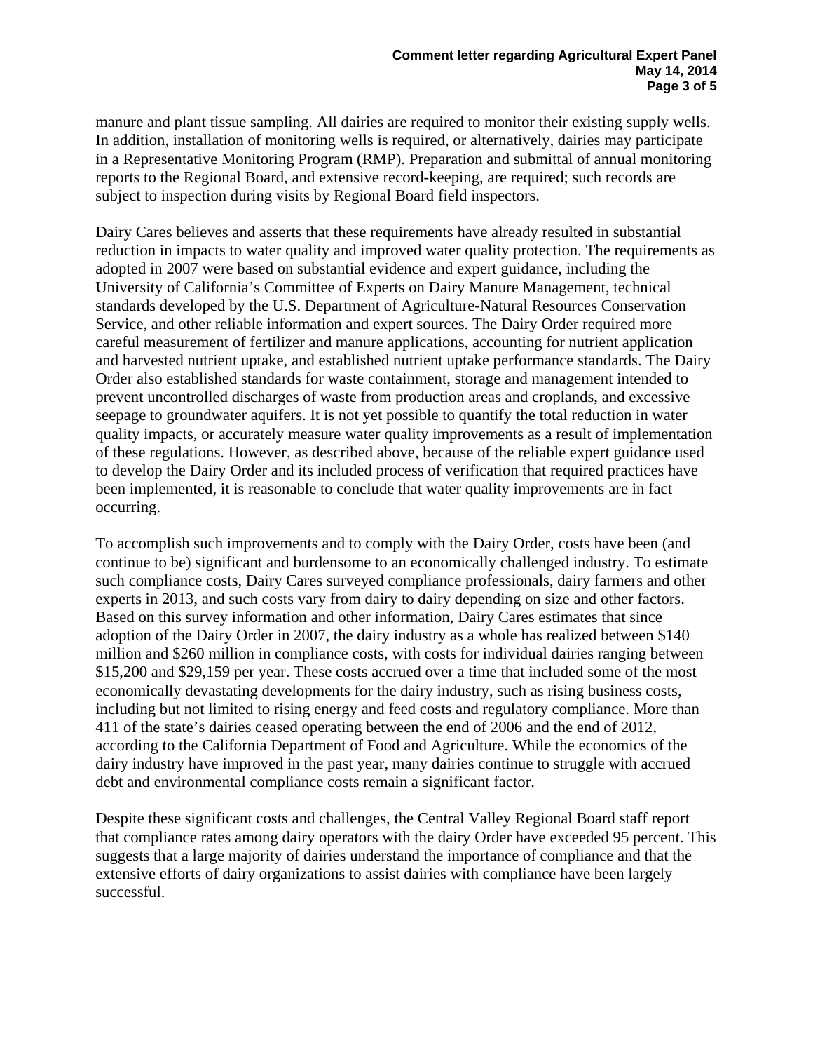manure and plant tissue sampling. All dairies are required to monitor their existing supply wells. In addition, installation of monitoring wells is required, or alternatively, dairies may participate in a Representative Monitoring Program (RMP). Preparation and submittal of annual monitoring reports to the Regional Board, and extensive record-keeping, are required; such records are subject to inspection during visits by Regional Board field inspectors.

Dairy Cares believes and asserts that these requirements have already resulted in substantial reduction in impacts to water quality and improved water quality protection. The requirements as adopted in 2007 were based on substantial evidence and expert guidance, including the University of California's Committee of Experts on Dairy Manure Management, technical standards developed by the U.S. Department of Agriculture-Natural Resources Conservation Service, and other reliable information and expert sources. The Dairy Order required more careful measurement of fertilizer and manure applications, accounting for nutrient application and harvested nutrient uptake, and established nutrient uptake performance standards. The Dairy Order also established standards for waste containment, storage and management intended to prevent uncontrolled discharges of waste from production areas and croplands, and excessive seepage to groundwater aquifers. It is not yet possible to quantify the total reduction in water quality impacts, or accurately measure water quality improvements as a result of implementation of these regulations. However, as described above, because of the reliable expert guidance used to develop the Dairy Order and its included process of verification that required practices have been implemented, it is reasonable to conclude that water quality improvements are in fact occurring.

To accomplish such improvements and to comply with the Dairy Order, costs have been (and continue to be) significant and burdensome to an economically challenged industry. To estimate such compliance costs, Dairy Cares surveyed compliance professionals, dairy farmers and other experts in 2013, and such costs vary from dairy to dairy depending on size and other factors. Based on this survey information and other information, Dairy Cares estimates that since adoption of the Dairy Order in 2007, the dairy industry as a whole has realized between $140 million and $260 million in compliance costs, with costs for individual dairies ranging between $15,200 and $29,159 per year. These costs accrued over a time that included some of the most economically devastating developments for the dairy industry, such as rising business costs, including but not limited to rising energy and feed costs and regulatory compliance. More than 411 of the state's dairies ceased operating between the end of 2006 and the end of 2012, according to the California Department of Food and Agriculture. While the economics of the dairy industry have improved in the past year, many dairies continue to struggle with accrued debt and environmental compliance costs remain a significant factor.

Despite these significant costs and challenges, the Central Valley Regional Board staff report that compliance rates among dairy operators with the dairy Order have exceeded 95 percent. This suggests that a large majority of dairies understand the importance of compliance and that the extensive efforts of dairy organizations to assist dairies with compliance have been largely successful.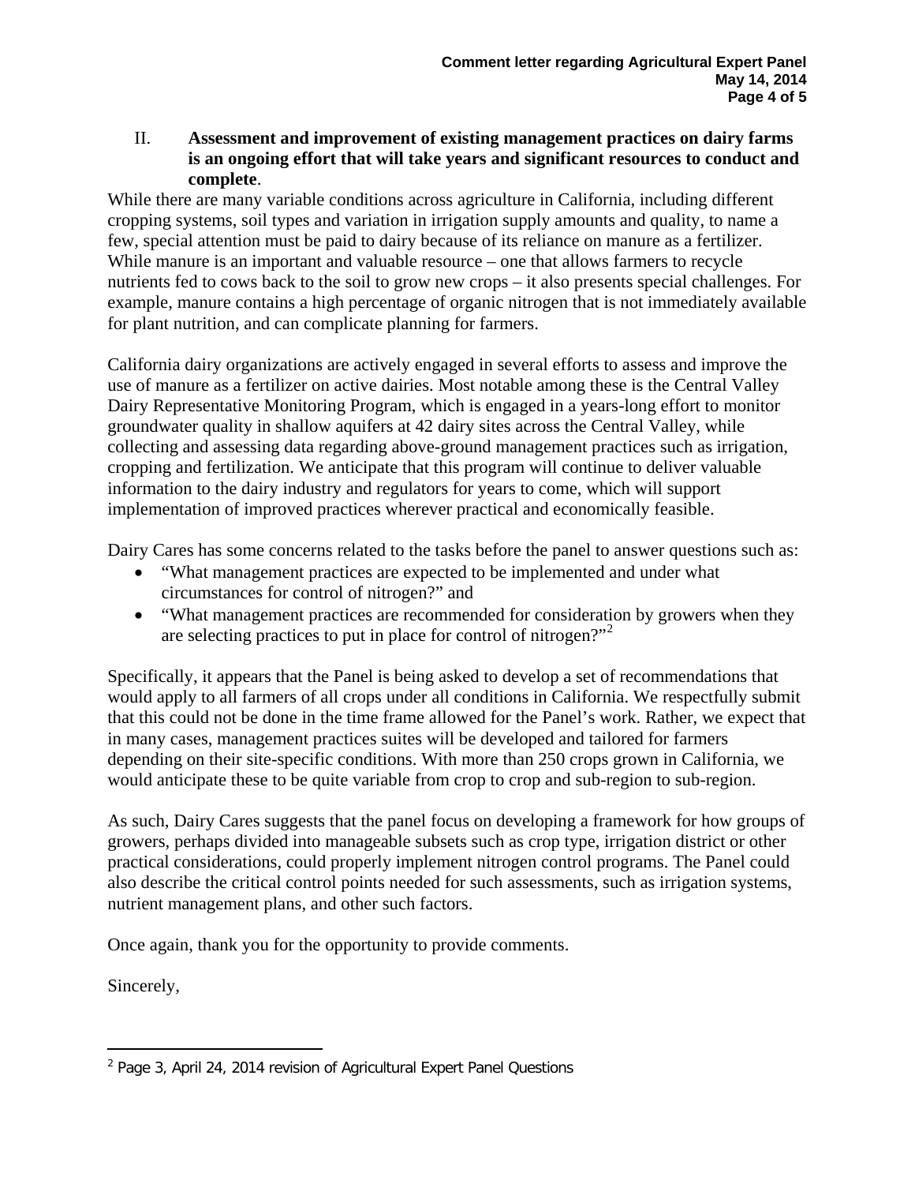## II. Assessment and improvement of existing management practices on dairy farms is an ongoing effort that will take years and significant resources to conduct and complete.

While there are many variable conditions across agriculture in California, including different cropping systems, soil types and variation in irrigation supply amounts and quality, to name a few, special attention must be paid to dairy because of its reliance on manure as a fertilizer. While manure is an important and valuable resource – one that allows farmers to recycle nutrients fed to cows back to the soil to grow new crops – it also presents special challenges. For example, manure contains a high percentage of organic nitrogen that is not immediately available for plant nutrition, and can complicate planning for farmers.

California dairy organizations are actively engaged in several efforts to assess and improve the use of manure as a fertilizer on active dairies. Most notable among these is the Central Valley Dairy Representative Monitoring Program, which is engaged in a years-long effort to monitor groundwater quality in shallow aquifers at 42 dairy sites across the Central Valley, while collecting and assessing data regarding above-ground management practices such as irrigation, cropping and fertilization. We anticipate that this program will continue to deliver valuable information to the dairy industry and regulators for years to come, which will support implementation of improved practices wherever practical and economically feasible.

Dairy Cares has some concerns related to the tasks before the panel to answer questions such as:

- "What management practices are expected to be implemented and under what circumstances for control of nitrogen?" and
- "What management practices are recommended for consideration by growers when they are selecting practices to put in place for control of nitrogen?"[2]

Specifically, it appears that the Panel is being asked to develop a set of recommendations that would apply to all farmers of all crops under all conditions in California. We respectfully submit that this could not be done in the time frame allowed for the Panel's work. Rather, we expect that in many cases, management practices suites will be developed and tailored for farmers depending on their site-specific conditions. With more than 250 crops grown in California, we would anticipate these to be quite variable from crop to crop and sub-region to sub-region.

As such, Dairy Cares suggests that the panel focus on developing a framework for how groups of growers, perhaps divided into manageable subsets such as crop type, irrigation district or other practical considerations, could properly implement nitrogen control programs. The Panel could also describe the critical control points needed for such assessments, such as irrigation systems, nutrient management plans, and other such factors.

Once again, thank you for the opportunity to provide comments.

Sincerely,

---

[2] Page 3, April 24, 2014 revision of Agricultural Expert Panel Questions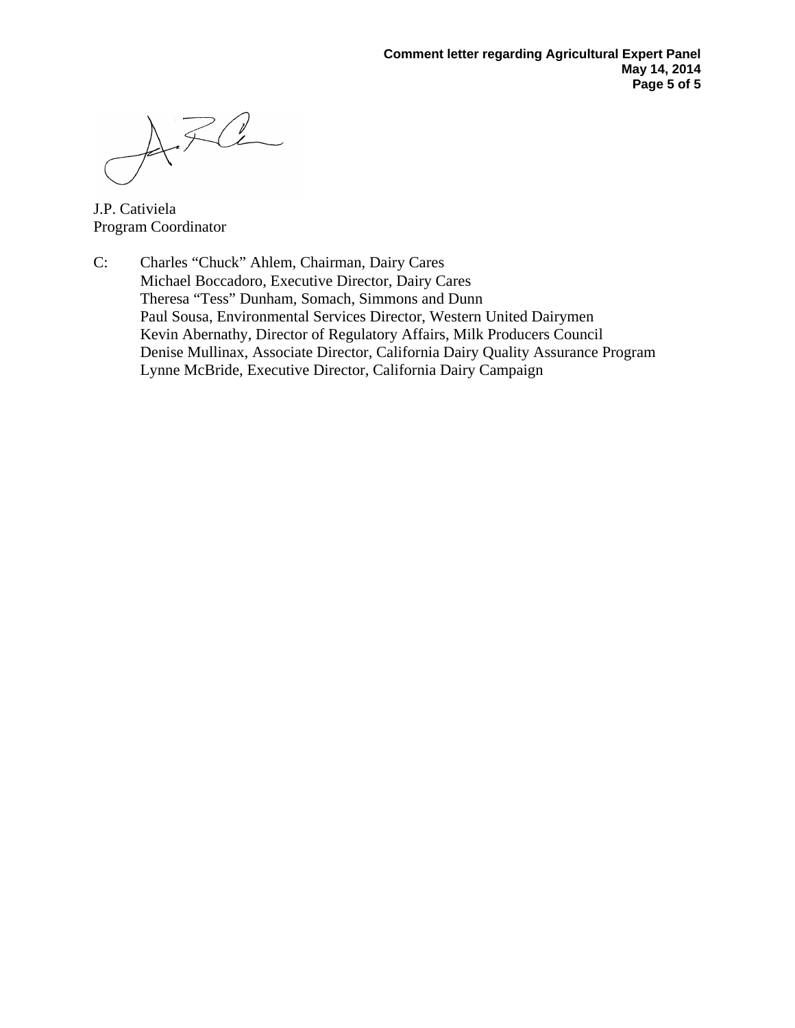J.P. Cativiela
Program Coordinator

C: Charles "Chuck" Ahlem, Chairman, Dairy Cares
Michael Boccadoro, Executive Director, Dairy Cares
Theresa "Tess" Dunham, Somach, Simmons and Dunn
Paul Sousa, Environmental Services Director, Western United Dairymen
Kevin Abernathy, Director of Regulatory Affairs, Milk Producers Council
Denise Mullinax, Associate Director, California Dairy Quality Assurance Program
Lynne McBride, Executive Director, California Dairy Campaign